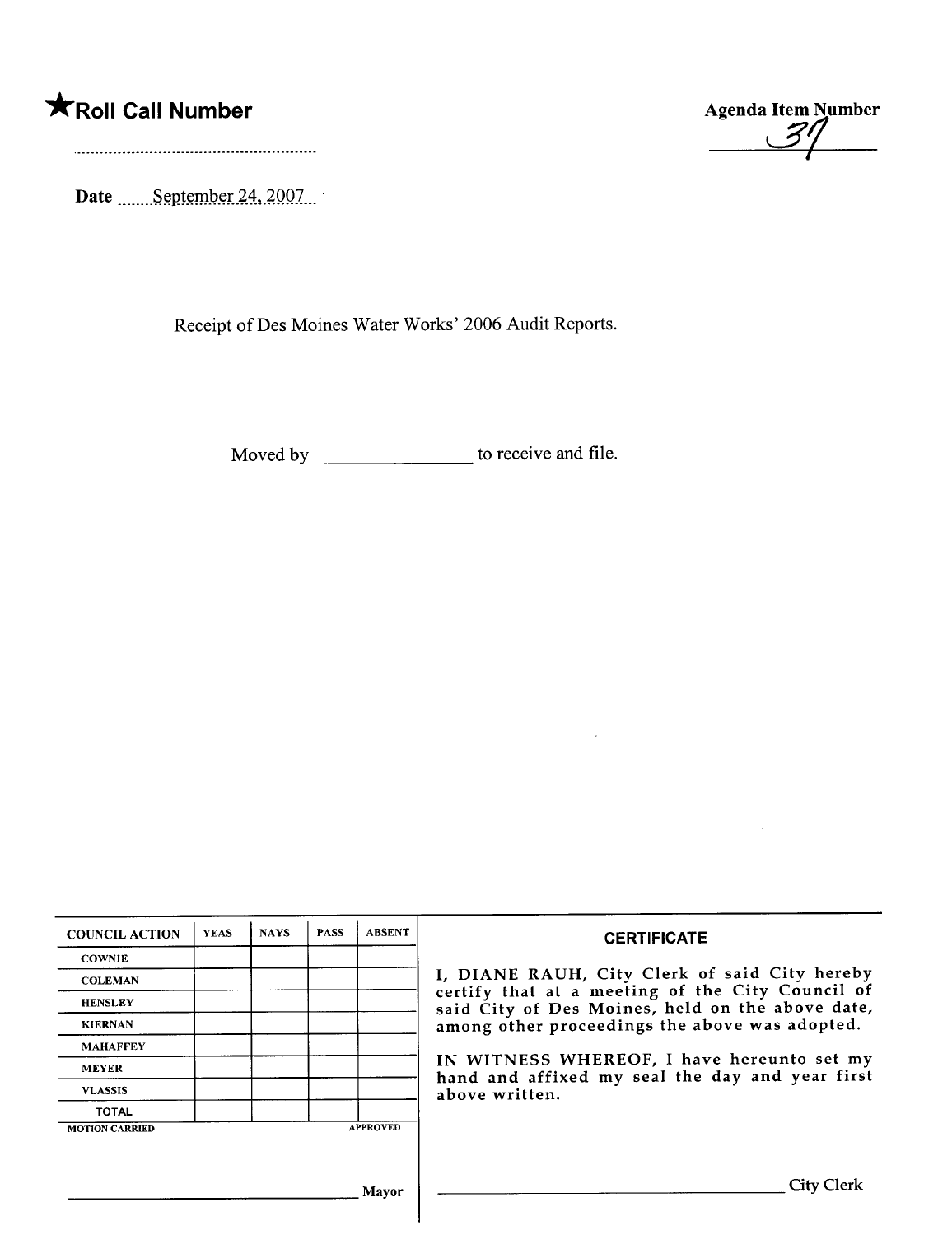★**Roll Call Number**

**Agenda Item Number**

37

**Date** September 24, 2007

Receipt of Des Moines Water Works' 2006 Audit Reports.

Moved by ________________ to receive and file.

| COUNCIL ACTION | YEAS | NAYS | PASS | ABSENT |
|---|---|---|---|---|
| COWNIE | | | | |
| COLEMAN | | | | |
| HENSLEY | | | | |
| KIERNAN | | | | |
| MAHAFFEY | | | | |
| MEYER | | | | |
| VLASSIS | | | | |
| TOTAL | | | | |

MOTION CARRIED APPROVED

________________________________ Mayor

**CERTIFICATE**

I, DIANE RAUH, City Clerk of said City hereby certify that at a meeting of the City Council of said City of Des Moines, held on the above date, among other proceedings the above was adopted.

IN WITNESS WHEREOF, I have hereunto set my hand and affixed my seal the day and year first above written.

________________________________ City Clerk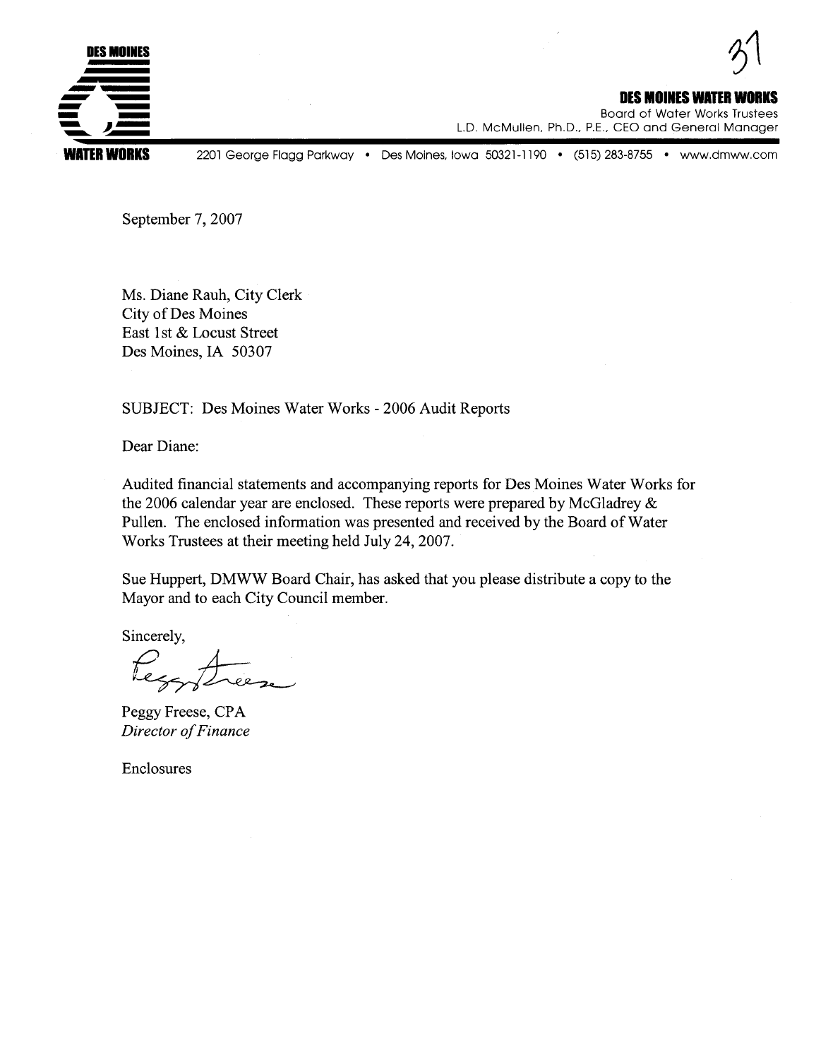**DES MOINES WATER WORKS**

Board of Water Works Trustees
L.D. McMullen, Ph.D., P.E., CEO and General Manager

2201 George Flagg Parkway • Des Moines, Iowa 50321-1190 • (515) 283-8755 • www.dmww.com

September 7, 2007

Ms. Diane Rauh, City Clerk
City of Des Moines
East 1st & Locust Street
Des Moines, IA 50307

SUBJECT: Des Moines Water Works - 2006 Audit Reports

Dear Diane:

Audited financial statements and accompanying reports for Des Moines Water Works for the 2006 calendar year are enclosed. These reports were prepared by McGladrey & Pullen. The enclosed information was presented and received by the Board of Water Works Trustees at their meeting held July 24, 2007.

Sue Huppert, DMWW Board Chair, has asked that you please distribute a copy to the Mayor and to each City Council member.

Sincerely,

Peggy Freese, CPA
*Director of Finance*

Enclosures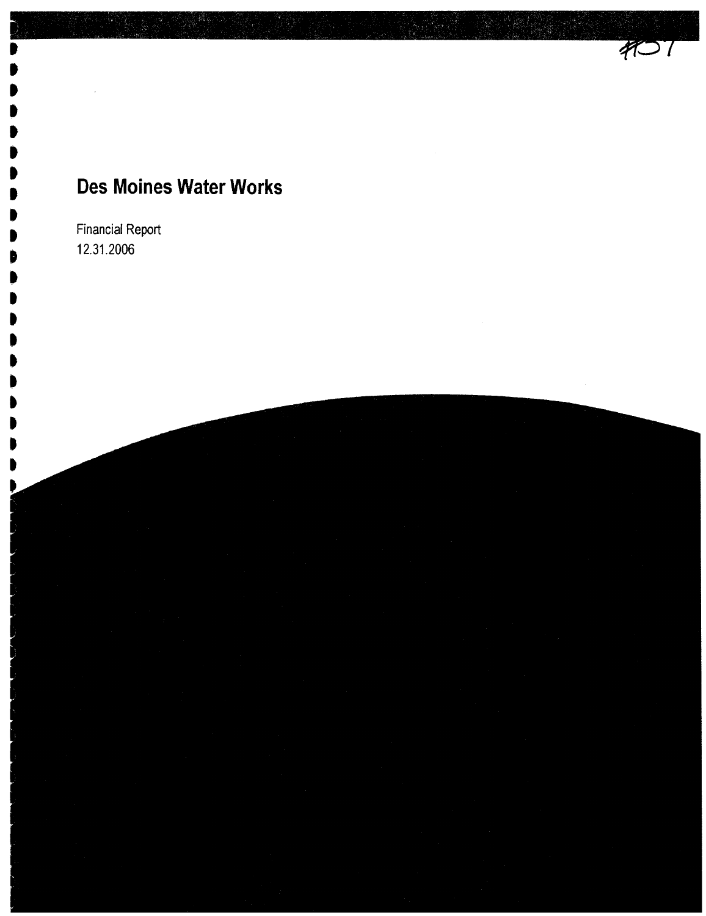# Des Moines Water Works

Financial Report
12.31.2006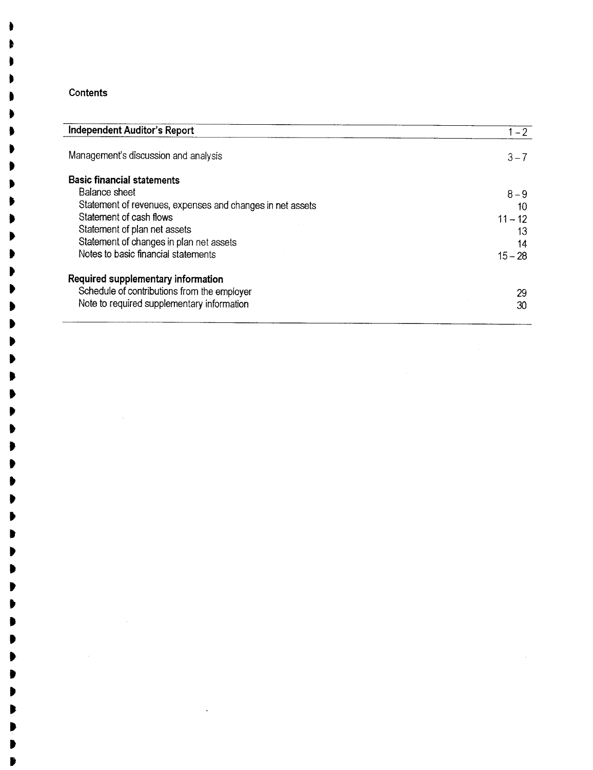## Contents

| | |
|---|---|
| **Independent Auditor's Report** | 1 – 2 |
| Management's discussion and analysis | 3 – 7 |
| **Basic financial statements** | |
| Balance sheet | 8 – 9 |
| Statement of revenues, expenses and changes in net assets | 10 |
| Statement of cash flows | 11 – 12 |
| Statement of plan net assets | 13 |
| Statement of changes in plan net assets | 14 |
| Notes to basic financial statements | 15 – 28 |
| **Required supplementary information** | |
| Schedule of contributions from the employer | 29 |
| Note to required supplementary information | 30 |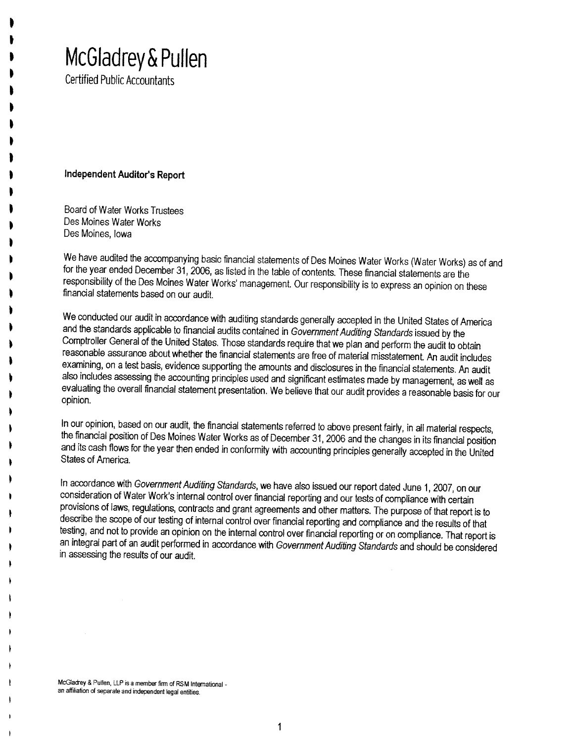# McGladrey & Pullen

Certified Public Accountants

**Independent Auditor's Report**

Board of Water Works Trustees
Des Moines Water Works
Des Moines, Iowa

We have audited the accompanying basic financial statements of Des Moines Water Works (Water Works) as of and for the year ended December 31, 2006, as listed in the table of contents. These financial statements are the responsibility of the Des Moines Water Works' management. Our responsibility is to express an opinion on these financial statements based on our audit.

We conducted our audit in accordance with auditing standards generally accepted in the United States of America and the standards applicable to financial audits contained in *Government Auditing Standards* issued by the Comptroller General of the United States. Those standards require that we plan and perform the audit to obtain reasonable assurance about whether the financial statements are free of material misstatement. An audit includes examining, on a test basis, evidence supporting the amounts and disclosures in the financial statements. An audit also includes assessing the accounting principles used and significant estimates made by management, as well as evaluating the overall financial statement presentation. We believe that our audit provides a reasonable basis for our opinion.

In our opinion, based on our audit, the financial statements referred to above present fairly, in all material respects, the financial position of Des Moines Water Works as of December 31, 2006 and the changes in its financial position and its cash flows for the year then ended in conformity with accounting principles generally accepted in the United States of America.

In accordance with *Government Auditing Standards*, we have also issued our report dated June 1, 2007, on our consideration of Water Work's internal control over financial reporting and our tests of compliance with certain provisions of laws, regulations, contracts and grant agreements and other matters. The purpose of that report is to describe the scope of our testing of internal control over financial reporting and compliance and the results of that testing, and not to provide an opinion on the internal control over financial reporting or on compliance. That report is an integral part of an audit performed in accordance with *Government Auditing Standards* and should be considered in assessing the results of our audit.

McGladrey & Pullen, LLP is a member firm of RSM International - an affiliation of separate and independent legal entities.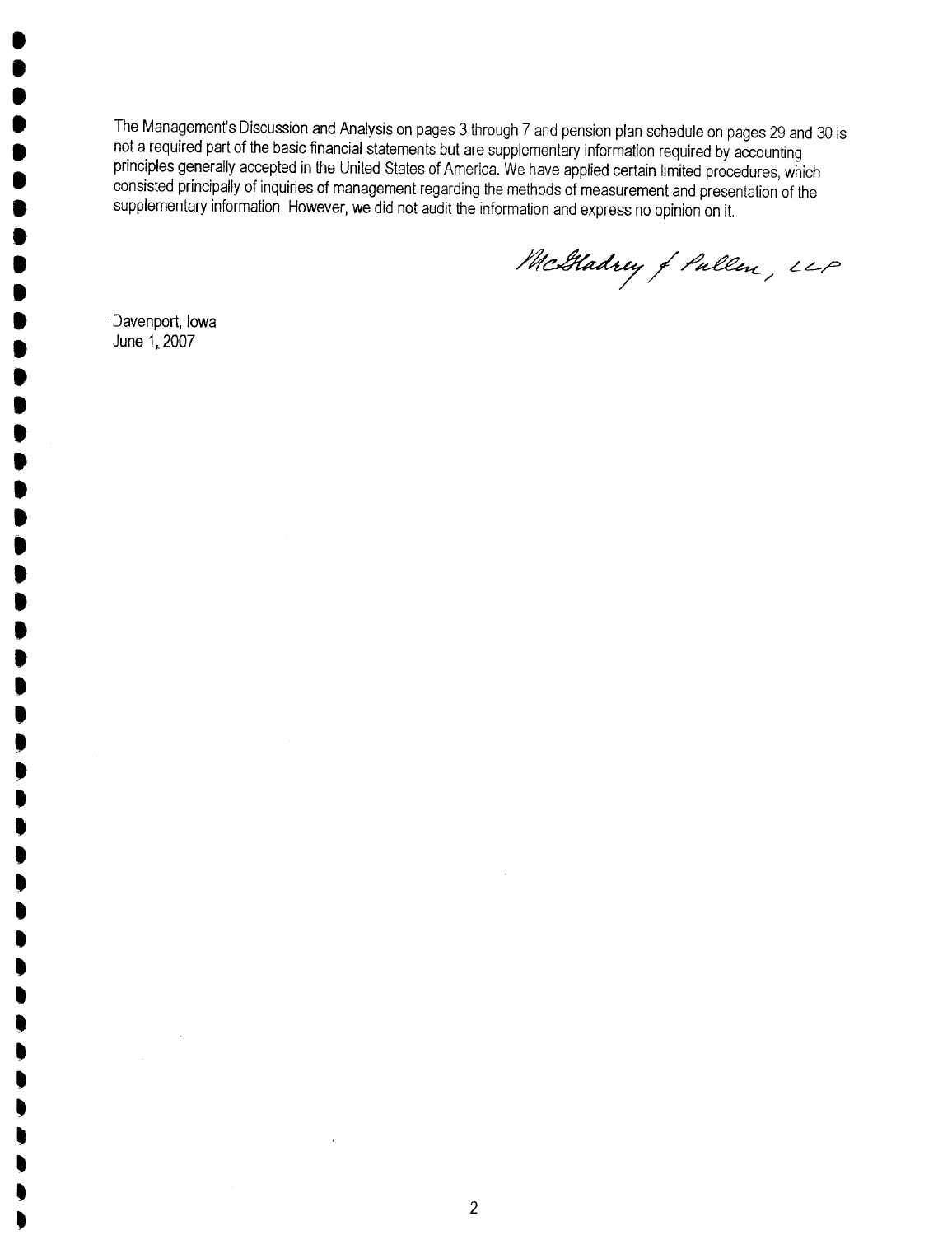The Management's Discussion and Analysis on pages 3 through 7 and pension plan schedule on pages 29 and 30 is not a required part of the basic financial statements but are supplementary information required by accounting principles generally accepted in the United States of America. We have applied certain limited procedures, which consisted principally of inquiries of management regarding the methods of measurement and presentation of the supplementary information. However, we did not audit the information and express no opinion on it.

McGladrey & Pullen, LLP

Davenport, Iowa
June 1, 2007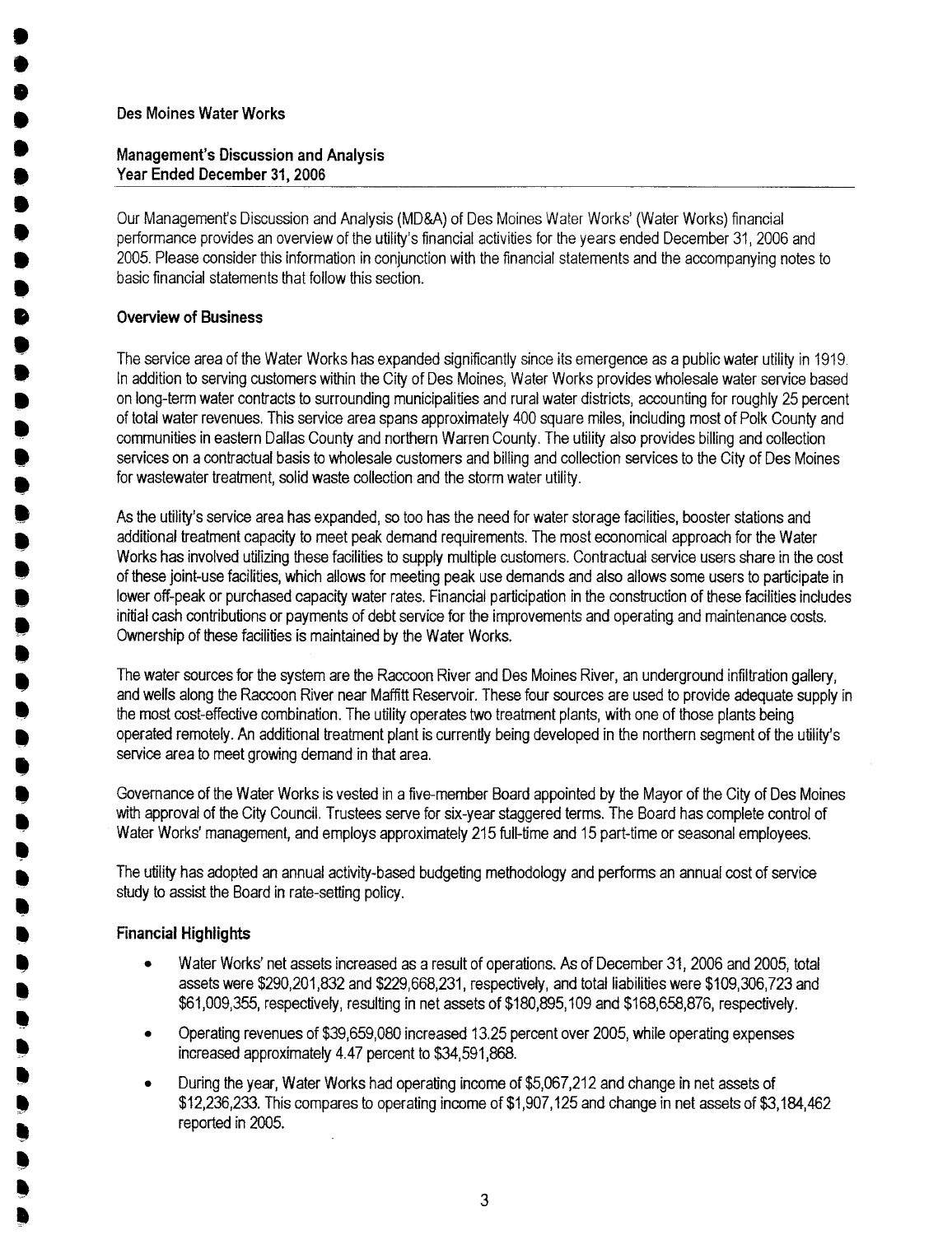Des Moines Water Works

## Management's Discussion and Analysis
## Year Ended December 31, 2006

Our Management's Discussion and Analysis (MD&A) of Des Moines Water Works' (Water Works) financial performance provides an overview of the utility's financial activities for the years ended December 31, 2006 and 2005. Please consider this information in conjunction with the financial statements and the accompanying notes to basic financial statements that follow this section.

### Overview of Business

The service area of the Water Works has expanded significantly since its emergence as a public water utility in 1919. In addition to serving customers within the City of Des Moines, Water Works provides wholesale water service based on long-term water contracts to surrounding municipalities and rural water districts, accounting for roughly 25 percent of total water revenues. This service area spans approximately 400 square miles, including most of Polk County and communities in eastern Dallas County and northern Warren County. The utility also provides billing and collection services on a contractual basis to wholesale customers and billing and collection services to the City of Des Moines for wastewater treatment, solid waste collection and the storm water utility.

As the utility's service area has expanded, so too has the need for water storage facilities, booster stations and additional treatment capacity to meet peak demand requirements. The most economical approach for the Water Works has involved utilizing these facilities to supply multiple customers. Contractual service users share in the cost of these joint-use facilities, which allows for meeting peak use demands and also allows some users to participate in lower off-peak or purchased capacity water rates. Financial participation in the construction of these facilities includes initial cash contributions or payments of debt service for the improvements and operating and maintenance costs. Ownership of these facilities is maintained by the Water Works.

The water sources for the system are the Raccoon River and Des Moines River, an underground infiltration gallery, and wells along the Raccoon River near Maffitt Reservoir. These four sources are used to provide adequate supply in the most cost-effective combination. The utility operates two treatment plants, with one of those plants being operated remotely. An additional treatment plant is currently being developed in the northern segment of the utility's service area to meet growing demand in that area.

Governance of the Water Works is vested in a five-member Board appointed by the Mayor of the City of Des Moines with approval of the City Council. Trustees serve for six-year staggered terms. The Board has complete control of Water Works' management, and employs approximately 215 full-time and 15 part-time or seasonal employees.

The utility has adopted an annual activity-based budgeting methodology and performs an annual cost of service study to assist the Board in rate-setting policy.

### Financial Highlights

- Water Works' net assets increased as a result of operations. As of December 31, 2006 and 2005, total assets were $290,201,832 and $229,668,231, respectively, and total liabilities were $109,306,723 and $61,009,355, respectively, resulting in net assets of $180,895,109 and $168,658,876, respectively.
- Operating revenues of $39,659,080 increased 13.25 percent over 2005, while operating expenses increased approximately 4.47 percent to $34,591,868.
- During the year, Water Works had operating income of $5,067,212 and change in net assets of $12,236,233. This compares to operating income of $1,907,125 and change in net assets of $3,184,462 reported in 2005.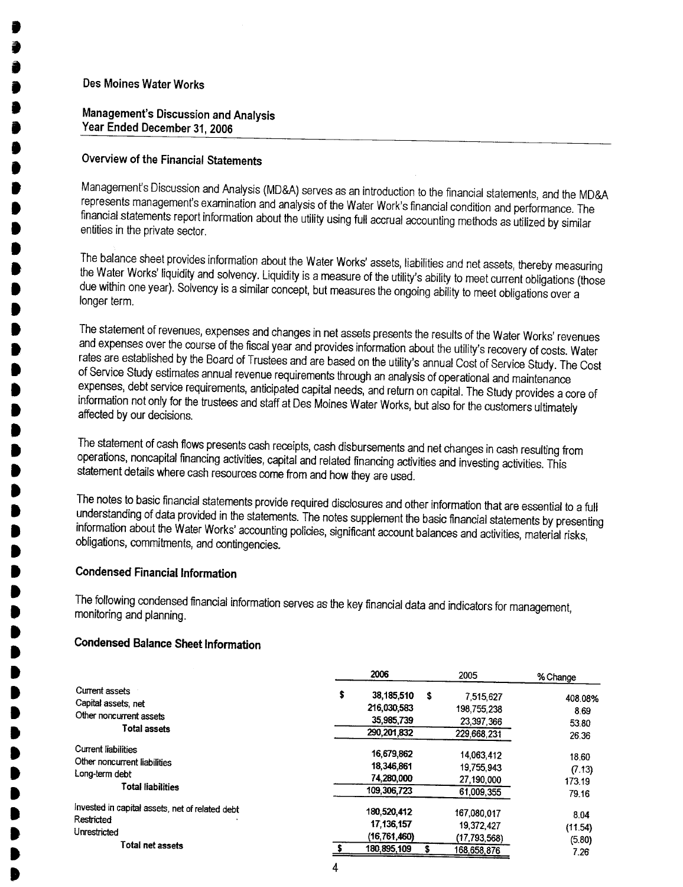Des Moines Water Works

Management's Discussion and Analysis
Year Ended December 31, 2006

### Overview of the Financial Statements

Management's Discussion and Analysis (MD&A) serves as an introduction to the financial statements, and the MD&A represents management's examination and analysis of the Water Work's financial condition and performance. The financial statements report information about the utility using full accrual accounting methods as utilized by similar entities in the private sector.

The balance sheet provides information about the Water Works' assets, liabilities and net assets, thereby measuring the Water Works' liquidity and solvency. Liquidity is a measure of the utility's ability to meet current obligations (those due within one year). Solvency is a similar concept, but measures the ongoing ability to meet obligations over a longer term.

The statement of revenues, expenses and changes in net assets presents the results of the Water Works' revenues and expenses over the course of the fiscal year and provides information about the utility's recovery of costs. Water rates are established by the Board of Trustees and are based on the utility's annual Cost of Service Study. The Cost of Service Study estimates annual revenue requirements through an analysis of operational and maintenance expenses, debt service requirements, anticipated capital needs, and return on capital. The Study provides a core of information not only for the trustees and staff at Des Moines Water Works, but also for the customers ultimately affected by our decisions.

The statement of cash flows presents cash receipts, cash disbursements and net changes in cash resulting from operations, noncapital financing activities, capital and related financing activities and investing activities. This statement details where cash resources come from and how they are used.

The notes to basic financial statements provide required disclosures and other information that are essential to a full understanding of data provided in the statements. The notes supplement the basic financial statements by presenting information about the Water Works' accounting policies, significant account balances and activities, material risks, obligations, commitments, and contingencies.

### Condensed Financial Information

The following condensed financial information serves as the key financial data and indicators for management, monitoring and planning.

### Condensed Balance Sheet Information

| | 2006 | 2005 | % Change |
|---|---|---|---|
| Current assets | $ 38,185,510 | $ 7,515,627 | 408.08% |
| Capital assets, net | 216,030,583 | 198,755,238 | 8.69 |
| Other noncurrent assets | 35,985,739 | 23,397,366 | 53.80 |
| **Total assets** | 290,201,832 | 229,668,231 | 26.36 |
| Current liabilities | 16,679,862 | 14,063,412 | 18.60 |
| Other noncurrent liabilities | 18,346,861 | 19,755,943 | (7.13) |
| Long-term debt | 74,280,000 | 27,190,000 | 173.19 |
| **Total liabilities** | 109,306,723 | 61,009,355 | 79.16 |
| Invested in capital assets, net of related debt | 180,520,412 | 167,080,017 | 8.04 |
| Restricted | 17,136,157 | 19,372,427 | (11.54) |
| Unrestricted | (16,761,460) | (17,793,568) | (5.80) |
| **Total net assets** | $ 180,895,109 | $ 168,658,876 | 7.26 |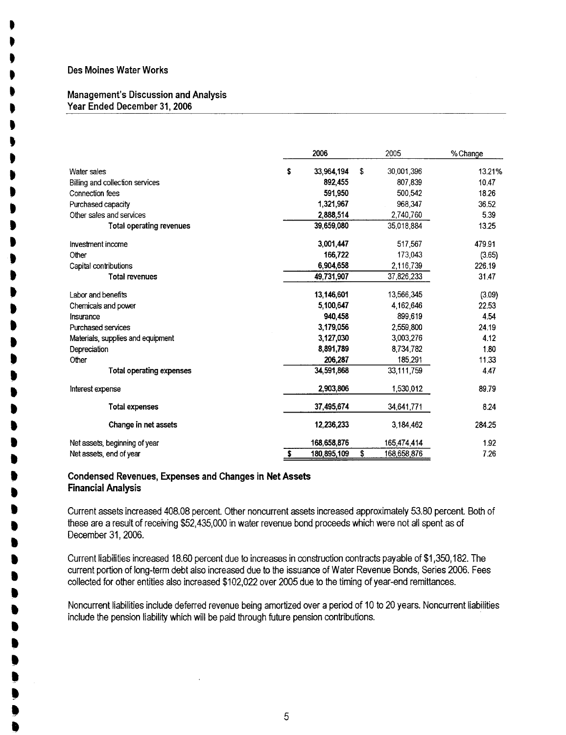Des Moines Water Works

Management's Discussion and Analysis
Year Ended December 31, 2006

| | 2006 | 2005 | % Change |
|---|---|---|---|
| Water sales | $ 33,964,194 | $ 30,001,396 | 13.21% |
| Billing and collection services | 892,455 | 807,839 | 10.47 |
| Connection fees | 591,950 | 500,542 | 18.26 |
| Purchased capacity | 1,321,967 | 968,347 | 36.52 |
| Other sales and services | 2,888,514 | 2,740,760 | 5.39 |
| **Total operating revenues** | 39,659,080 | 35,018,884 | 13.25 |
| Investment income | 3,001,447 | 517,567 | 479.91 |
| Other | 166,722 | 173,043 | (3.65) |
| Capital contributions | 6,904,658 | 2,116,739 | 226.19 |
| **Total revenues** | 49,731,907 | 37,826,233 | 31.47 |
| Labor and benefits | 13,146,601 | 13,566,345 | (3.09) |
| Chemicals and power | 5,100,647 | 4,162,646 | 22.53 |
| Insurance | 940,458 | 899,619 | 4.54 |
| Purchased services | 3,179,056 | 2,559,800 | 24.19 |
| Materials, supplies and equipment | 3,127,030 | 3,003,276 | 4.12 |
| Depreciation | 8,891,789 | 8,734,782 | 1.80 |
| Other | 206,287 | 185,291 | 11.33 |
| **Total operating expenses** | 34,591,868 | 33,111,759 | 4.47 |
| Interest expense | 2,903,806 | 1,530,012 | 89.79 |
| **Total expenses** | 37,495,674 | 34,641,771 | 8.24 |
| **Change in net assets** | 12,236,233 | 3,184,462 | 284.25 |
| Net assets, beginning of year | 168,658,876 | 165,474,414 | 1.92 |
| Net assets, end of year | $ 180,895,109 | $ 168,658,876 | 7.26 |

## Condensed Revenues, Expenses and Changes in Net Assets
## Financial Analysis

Current assets increased 408.08 percent. Other noncurrent assets increased approximately 53.80 percent. Both of these are a result of receiving $52,435,000 in water revenue bond proceeds which were not all spent as of December 31, 2006.

Current liabilities increased 18.60 percent due to increases in construction contracts payable of $1,350,182. The current portion of long-term debt also increased due to the issuance of Water Revenue Bonds, Series 2006. Fees collected for other entities also increased $102,022 over 2005 due to the timing of year-end remittances.

Noncurrent liabilities include deferred revenue being amortized over a period of 10 to 20 years. Noncurrent liabilities include the pension liability which will be paid through future pension contributions.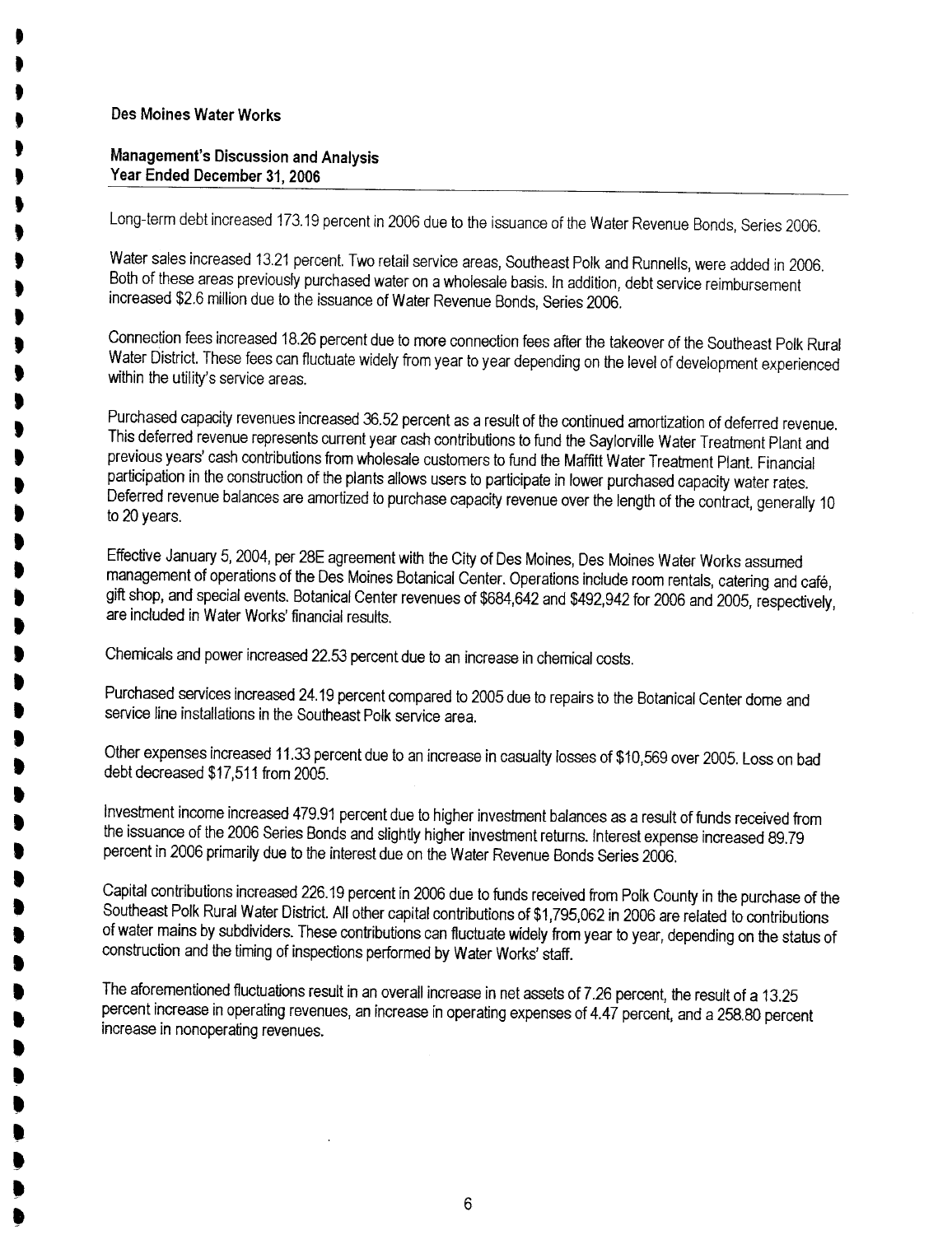Des Moines Water Works

**Management's Discussion and Analysis**
**Year Ended December 31, 2006**

Long-term debt increased 173.19 percent in 2006 due to the issuance of the Water Revenue Bonds, Series 2006.

Water sales increased 13.21 percent. Two retail service areas, Southeast Polk and Runnells, were added in 2006. Both of these areas previously purchased water on a wholesale basis. In addition, debt service reimbursement increased $2.6 million due to the issuance of Water Revenue Bonds, Series 2006.

Connection fees increased 18.26 percent due to more connection fees after the takeover of the Southeast Polk Rural Water District. These fees can fluctuate widely from year to year depending on the level of development experienced within the utility's service areas.

Purchased capacity revenues increased 36.52 percent as a result of the continued amortization of deferred revenue. This deferred revenue represents current year cash contributions to fund the Saylorville Water Treatment Plant and previous years' cash contributions from wholesale customers to fund the Maffitt Water Treatment Plant. Financial participation in the construction of the plants allows users to participate in lower purchased capacity water rates. Deferred revenue balances are amortized to purchase capacity revenue over the length of the contract, generally 10 to 20 years.

Effective January 5, 2004, per 28E agreement with the City of Des Moines, Des Moines Water Works assumed management of operations of the Des Moines Botanical Center. Operations include room rentals, catering and café, gift shop, and special events. Botanical Center revenues of $684,642 and $492,942 for 2006 and 2005, respectively, are included in Water Works' financial results.

Chemicals and power increased 22.53 percent due to an increase in chemical costs.

Purchased services increased 24.19 percent compared to 2005 due to repairs to the Botanical Center dome and service line installations in the Southeast Polk service area.

Other expenses increased 11.33 percent due to an increase in casualty losses of $10,569 over 2005. Loss on bad debt decreased $17,511 from 2005.

Investment income increased 479.91 percent due to higher investment balances as a result of funds received from the issuance of the 2006 Series Bonds and slightly higher investment returns. Interest expense increased 89.79 percent in 2006 primarily due to the interest due on the Water Revenue Bonds Series 2006.

Capital contributions increased 226.19 percent in 2006 due to funds received from Polk County in the purchase of the Southeast Polk Rural Water District. All other capital contributions of $1,795,062 in 2006 are related to contributions of water mains by subdividers. These contributions can fluctuate widely from year to year, depending on the status of construction and the timing of inspections performed by Water Works' staff.

The aforementioned fluctuations result in an overall increase in net assets of 7.26 percent, the result of a 13.25 percent increase in operating revenues, an increase in operating expenses of 4.47 percent, and a 258.80 percent increase in nonoperating revenues.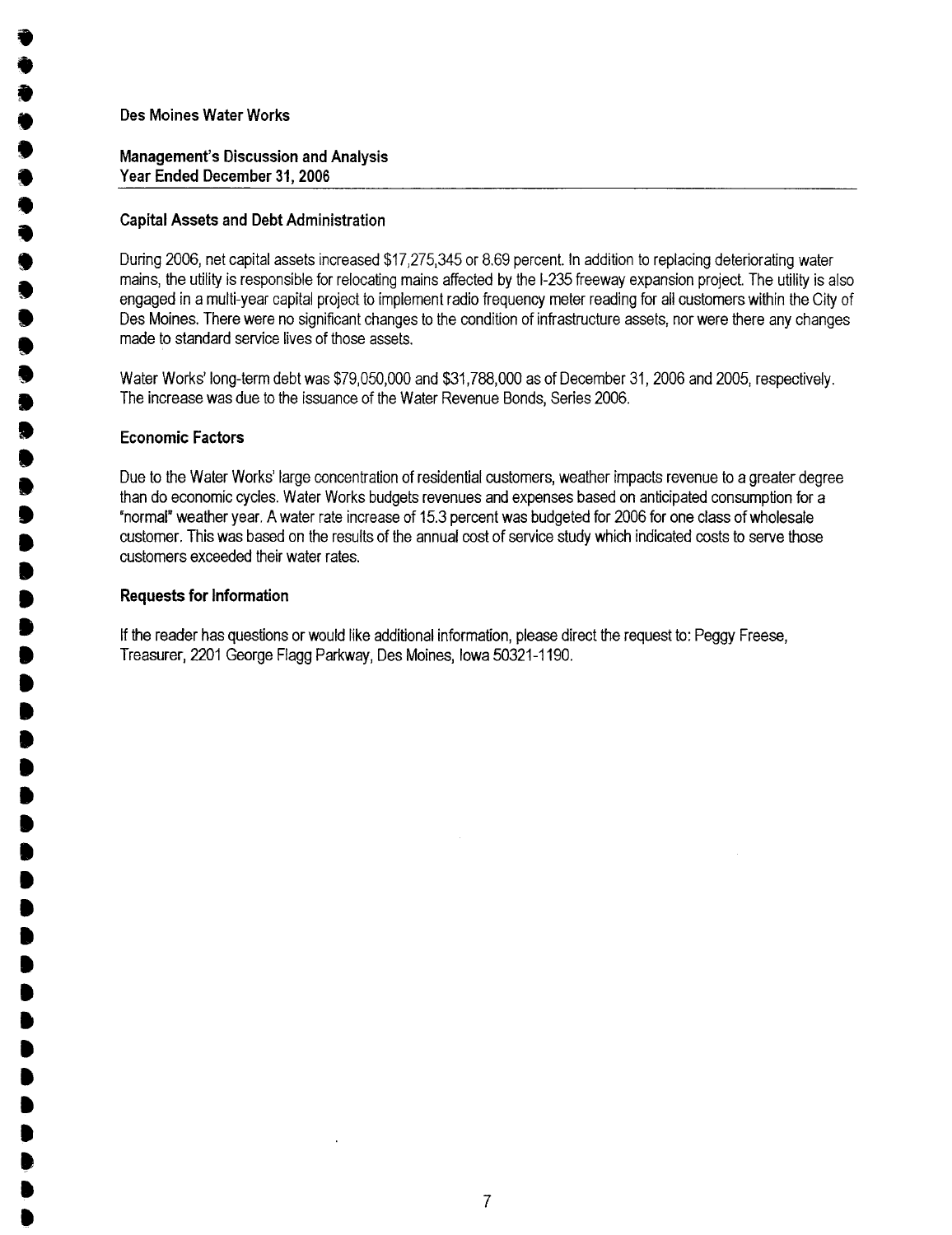Des Moines Water Works

Management's Discussion and Analysis
Year Ended December 31, 2006

### Capital Assets and Debt Administration

During 2006, net capital assets increased $17,275,345 or 8.69 percent. In addition to replacing deteriorating water mains, the utility is responsible for relocating mains affected by the I-235 freeway expansion project. The utility is also engaged in a multi-year capital project to implement radio frequency meter reading for all customers within the City of Des Moines. There were no significant changes to the condition of infrastructure assets, nor were there any changes made to standard service lives of those assets.

Water Works' long-term debt was $79,050,000 and $31,788,000 as of December 31, 2006 and 2005, respectively. The increase was due to the issuance of the Water Revenue Bonds, Series 2006.

### Economic Factors

Due to the Water Works' large concentration of residential customers, weather impacts revenue to a greater degree than do economic cycles. Water Works budgets revenues and expenses based on anticipated consumption for a "normal" weather year. A water rate increase of 15.3 percent was budgeted for 2006 for one class of wholesale customer. This was based on the results of the annual cost of service study which indicated costs to serve those customers exceeded their water rates.

### Requests for Information

If the reader has questions or would like additional information, please direct the request to: Peggy Freese, Treasurer, 2201 George Flagg Parkway, Des Moines, Iowa 50321-1190.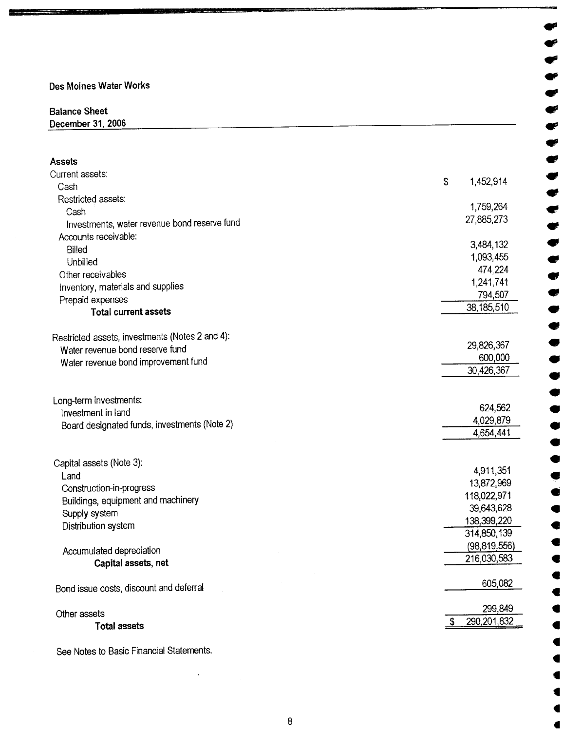Des Moines Water Works

**Balance Sheet**
**December 31, 2006**

| | |
|---|---|
| **Assets** | |
| Current assets: | |
| Cash | $ 1,452,914 |
| Restricted assets: | |
| Cash | 1,759,264 |
| Investments, water revenue bond reserve fund | 27,885,273 |
| Accounts receivable: | |
| Billed | 3,484,132 |
| Unbilled | 1,093,455 |
| Other receivables | 474,224 |
| Inventory, materials and supplies | 1,241,741 |
| Prepaid expenses | 794,507 |
| **Total current assets** | 38,185,510 |
| | |
| Restricted assets, investments (Notes 2 and 4): | |
| Water revenue bond reserve fund | 29,826,367 |
| Water revenue bond improvement fund | 600,000 |
| | 30,426,367 |
| | |
| Long-term investments: | |
| Investment in land | 624,562 |
| Board designated funds, investments (Note 2) | 4,029,879 |
| | 4,654,441 |
| | |
| Capital assets (Note 3): | |
| Land | 4,911,351 |
| Construction-in-progress | 13,872,969 |
| Buildings, equipment and machinery | 118,022,971 |
| Supply system | 39,643,628 |
| Distribution system | 138,399,220 |
| | 314,850,139 |
| Accumulated depreciation | (98,819,556) |
| **Capital assets, net** | 216,030,583 |
| | |
| Bond issue costs, discount and deferral | 605,082 |
| | |
| Other assets | 299,849 |
| **Total assets** | $ 290,201,832 |

See Notes to Basic Financial Statements.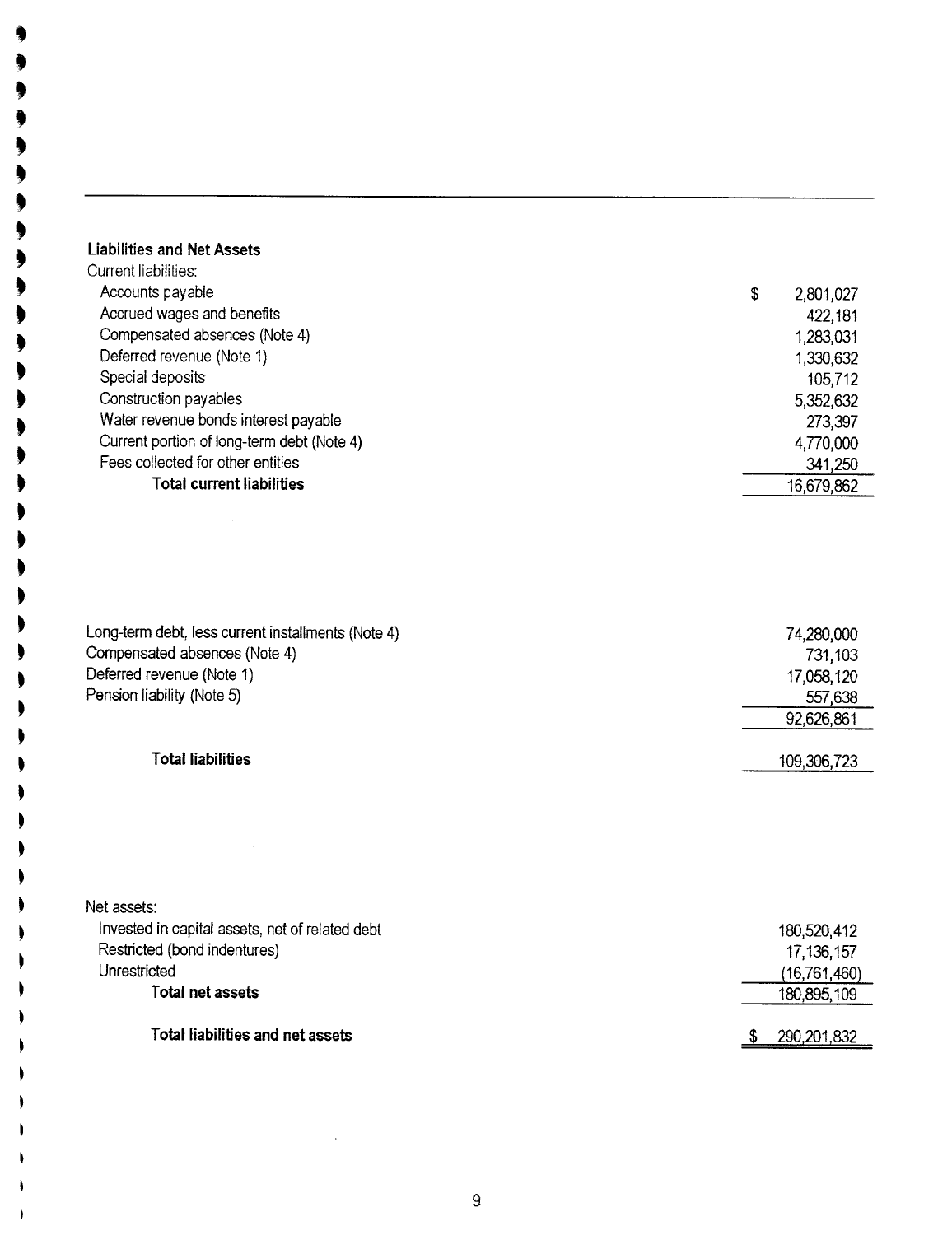## Liabilities and Net Assets

| | |
|---|---|
| **Current liabilities:** | |
| Accounts payable | $ 2,801,027 |
| Accrued wages and benefits | 422,181 |
| Compensated absences (Note 4) | 1,283,031 |
| Deferred revenue (Note 1) | 1,330,632 |
| Special deposits | 105,712 |
| Construction payables | 5,352,632 |
| Water revenue bonds interest payable | 273,397 |
| Current portion of long-term debt (Note 4) | 4,770,000 |
| Fees collected for other entities | 341,250 |
| **Total current liabilities** | 16,679,862 |
| | |
| Long-term debt, less current installments (Note 4) | 74,280,000 |
| Compensated absences (Note 4) | 731,103 |
| Deferred revenue (Note 1) | 17,058,120 |
| Pension liability (Note 5) | 557,638 |
| | 92,626,861 |
| | |
| **Total liabilities** | 109,306,723 |
| | |
| Net assets: | |
| Invested in capital assets, net of related debt | 180,520,412 |
| Restricted (bond indentures) | 17,136,157 |
| Unrestricted | (16,761,460) |
| **Total net assets** | 180,895,109 |
| | |
| **Total liabilities and net assets** | $ 290,201,832 |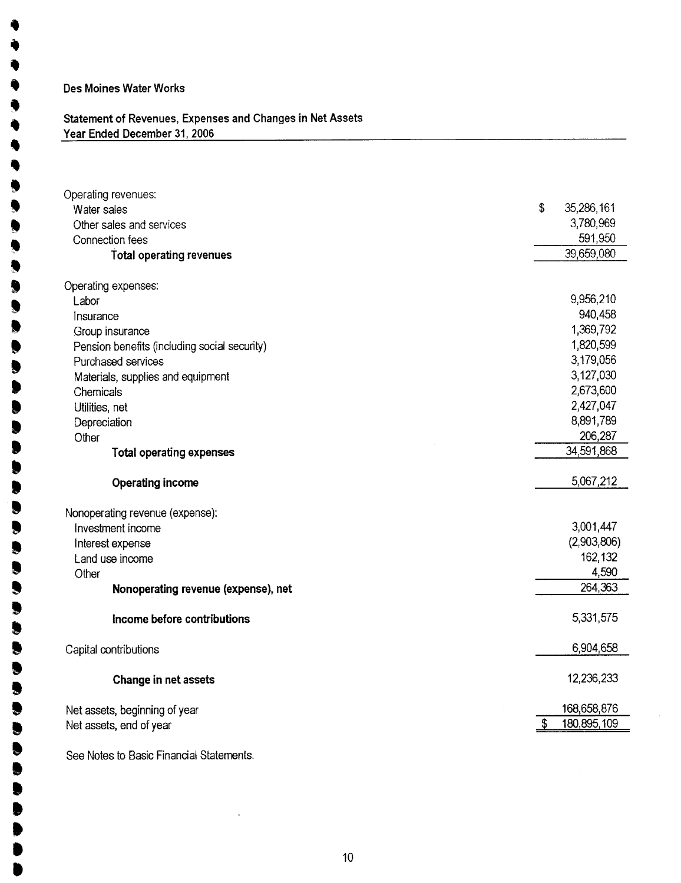# Des Moines Water Works

## Statement of Revenues, Expenses and Changes in Net Assets
### Year Ended December 31, 2006

| | |
|---|---:|
| Operating revenues: | |
| Water sales | $ 35,286,161 |
| Other sales and services | 3,780,969 |
| Connection fees | 591,950 |
| **Total operating revenues** | 39,659,080 |
| | |
| Operating expenses: | |
| Labor | 9,956,210 |
| Insurance | 940,458 |
| Group insurance | 1,369,792 |
| Pension benefits (including social security) | 1,820,599 |
| Purchased services | 3,179,056 |
| Materials, supplies and equipment | 3,127,030 |
| Chemicals | 2,673,600 |
| Utilities, net | 2,427,047 |
| Depreciation | 8,891,789 |
| Other | 206,287 |
| **Total operating expenses** | 34,591,868 |
| | |
| **Operating income** | 5,067,212 |
| | |
| Nonoperating revenue (expense): | |
| Investment income | 3,001,447 |
| Interest expense | (2,903,806) |
| Land use income | 162,132 |
| Other | 4,590 |
| **Nonoperating revenue (expense), net** | 264,363 |
| | |
| **Income before contributions** | 5,331,575 |
| | |
| Capital contributions | 6,904,658 |
| | |
| **Change in net assets** | 12,236,233 |
| | |
| Net assets, beginning of year | 168,658,876 |
| Net assets, end of year | $ 180,895,109 |

See Notes to Basic Financial Statements.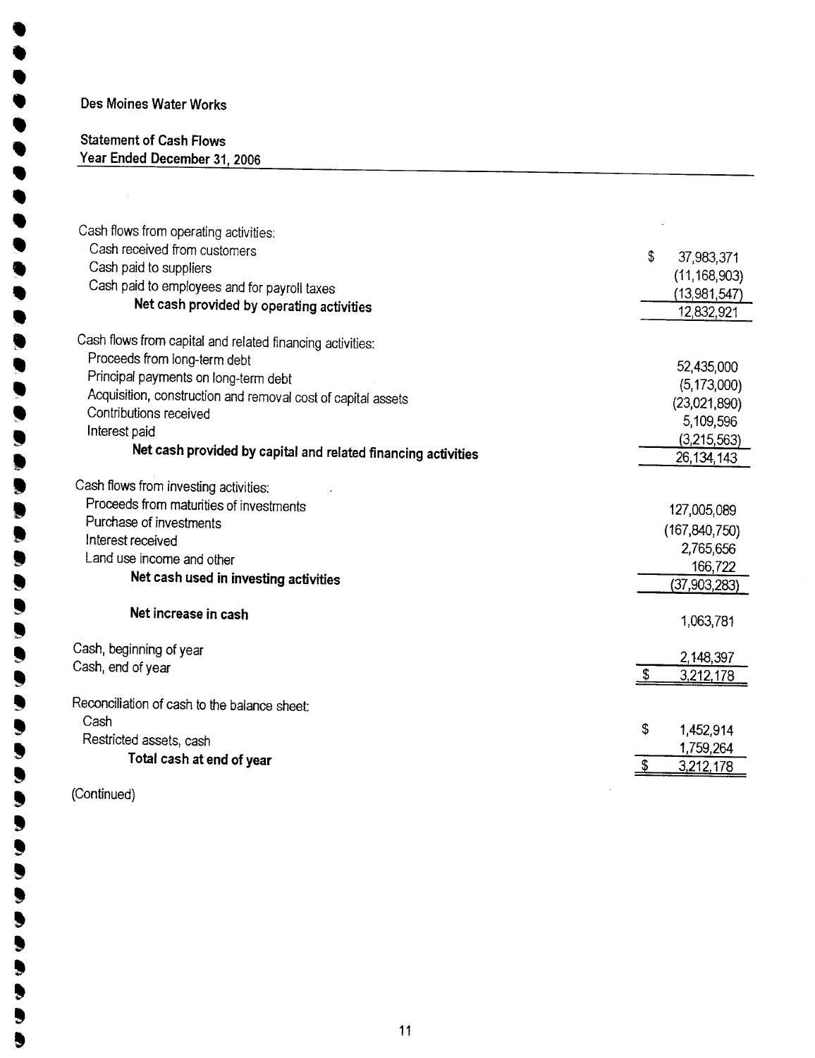# Des Moines Water Works

## Statement of Cash Flows
### Year Ended December 31, 2006

| | |
|---|---|
| Cash flows from operating activities: | |
| Cash received from customers | $ 37,983,371 |
| Cash paid to suppliers | (11,168,903) |
| Cash paid to employees and for payroll taxes | (13,981,547) |
| **Net cash provided by operating activities** | 12,832,921 |
| Cash flows from capital and related financing activities: | |
| Proceeds from long-term debt | 52,435,000 |
| Principal payments on long-term debt | (5,173,000) |
| Acquisition, construction and removal cost of capital assets | (23,021,890) |
| Contributions received | 5,109,596 |
| Interest paid | (3,215,563) |
| **Net cash provided by capital and related financing activities** | 26,134,143 |
| Cash flows from investing activities: | |
| Proceeds from maturities of investments | 127,005,089 |
| Purchase of investments | (167,840,750) |
| Interest received | 2,765,656 |
| Land use income and other | 166,722 |
| **Net cash used in investing activities** | (37,903,283) |
| **Net increase in cash** | 1,063,781 |
| Cash, beginning of year | 2,148,397 |
| Cash, end of year | $ 3,212,178 |
| Reconciliation of cash to the balance sheet: | |
| Cash | $ 1,452,914 |
| Restricted assets, cash | 1,759,264 |
| **Total cash at end of year** | $ 3,212,178 |

(Continued)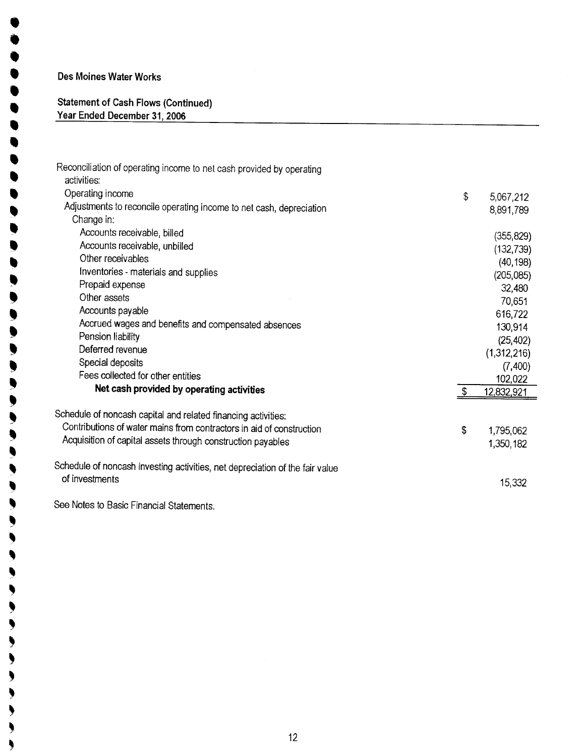**Des Moines Water Works**

**Statement of Cash Flows (Continued)**
**Year Ended December 31, 2006**

| | |
|---|---:|
| Reconciliation of operating income to net cash provided by operating activities: | |
| Operating income | $ 5,067,212 |
| Adjustments to reconcile operating income to net cash, depreciation | 8,891,789 |
| Change in: | |
| Accounts receivable, billed | (355,829) |
| Accounts receivable, unbilled | (132,739) |
| Other receivables | (40,198) |
| Inventories - materials and supplies | (205,085) |
| Prepaid expense | 32,480 |
| Other assets | 70,651 |
| Accounts payable | 616,722 |
| Accrued wages and benefits and compensated absences | 130,914 |
| Pension liability | (25,402) |
| Deferred revenue | (1,312,216) |
| Special deposits | (7,400) |
| Fees collected for other entities | 102,022 |
| **Net cash provided by operating activities** | $ 12,832,921 |
| | |
| Schedule of noncash capital and related financing activities: | |
| Contributions of water mains from contractors in aid of construction | $ 1,795,062 |
| Acquisition of capital assets through construction payables | 1,350,182 |
| | |
| Schedule of noncash investing activities, net depreciation of the fair value of investments | 15,332 |

See Notes to Basic Financial Statements.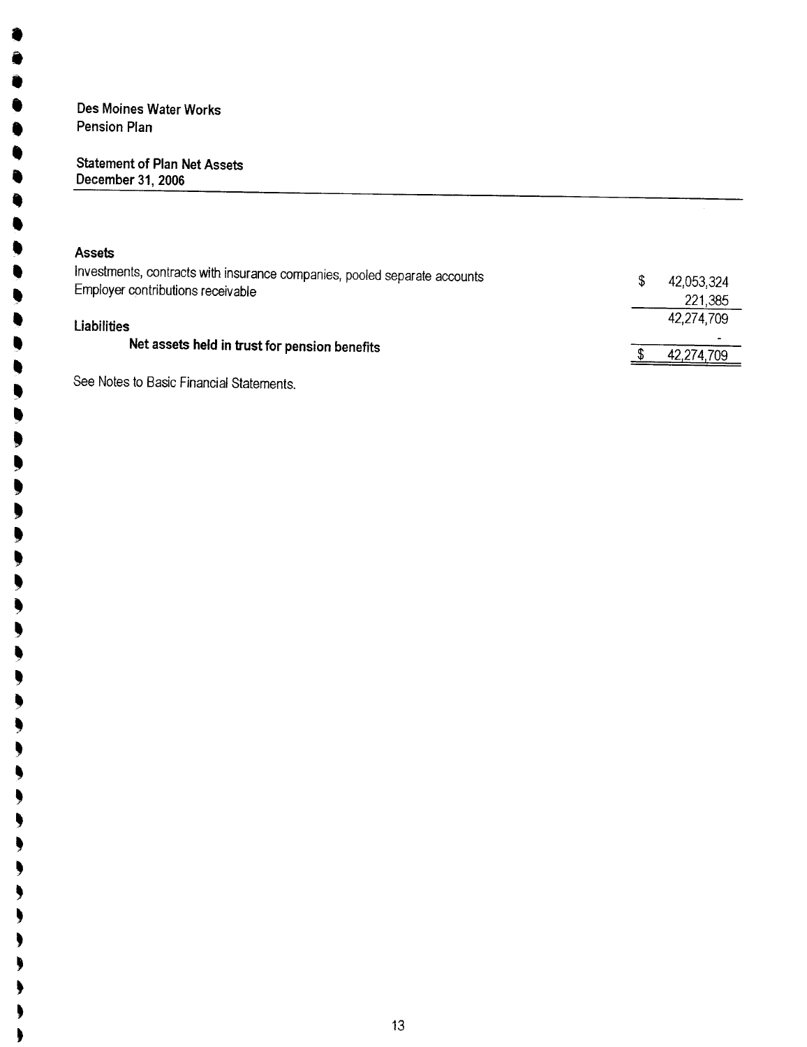Des Moines Water Works
Pension Plan

## Statement of Plan Net Assets
December 31, 2006

| | | |
|---|---|---|
| **Assets** | | |
| Investments, contracts with insurance companies, pooled separate accounts | $ | 42,053,324 |
| Employer contributions receivable | | 221,385 |
| | | 42,274,709 |
| **Liabilities** | | - |
| **Net assets held in trust for pension benefits** | $ | 42,274,709 |

See Notes to Basic Financial Statements.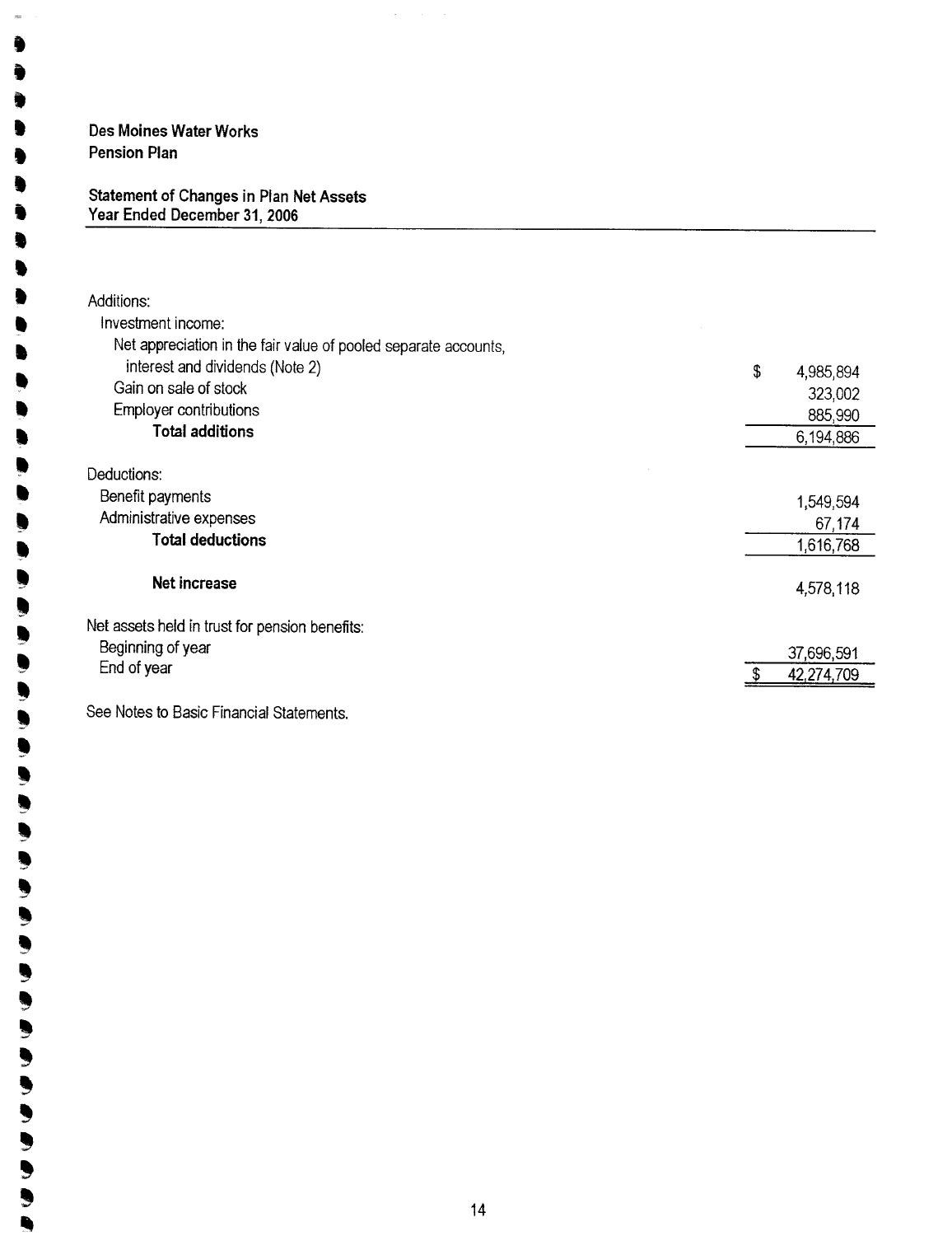**Des Moines Water Works**
**Pension Plan**

**Statement of Changes in Plan Net Assets**
**Year Ended December 31, 2006**

| | |
|---|---|
| Additions: | |
| Investment income: | |
| Net appreciation in the fair value of pooled separate accounts, interest and dividends (Note 2) | $ 4,985,894 |
| Gain on sale of stock | 323,002 |
| Employer contributions | 885,990 |
| **Total additions** | 6,194,886 |
| Deductions: | |
| Benefit payments | 1,549,594 |
| Administrative expenses | 67,174 |
| **Total deductions** | 1,616,768 |
| **Net increase** | 4,578,118 |
| Net assets held in trust for pension benefits: | |
| Beginning of year | 37,696,591 |
| End of year | $ 42,274,709 |

See Notes to Basic Financial Statements.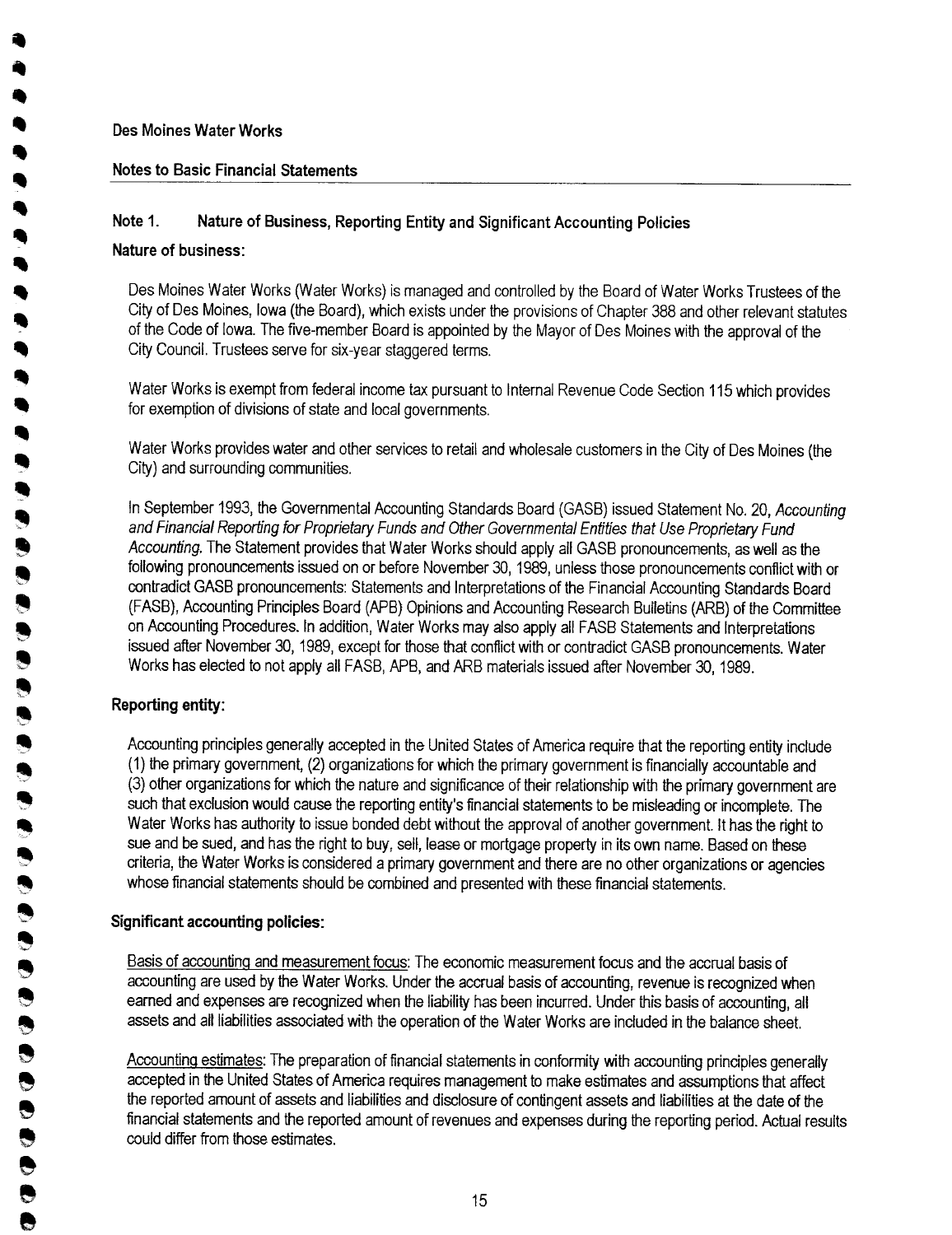Des Moines Water Works

Notes to Basic Financial Statements

## Note 1. Nature of Business, Reporting Entity and Significant Accounting Policies

### Nature of business:

Des Moines Water Works (Water Works) is managed and controlled by the Board of Water Works Trustees of the City of Des Moines, Iowa (the Board), which exists under the provisions of Chapter 388 and other relevant statutes of the Code of Iowa. The five-member Board is appointed by the Mayor of Des Moines with the approval of the City Council. Trustees serve for six-year staggered terms.

Water Works is exempt from federal income tax pursuant to Internal Revenue Code Section 115 which provides for exemption of divisions of state and local governments.

Water Works provides water and other services to retail and wholesale customers in the City of Des Moines (the City) and surrounding communities.

In September 1993, the Governmental Accounting Standards Board (GASB) issued Statement No. 20, *Accounting and Financial Reporting for Proprietary Funds and Other Governmental Entities that Use Proprietary Fund Accounting*. The Statement provides that Water Works should apply all GASB pronouncements, as well as the following pronouncements issued on or before November 30, 1989, unless those pronouncements conflict with or contradict GASB pronouncements: Statements and Interpretations of the Financial Accounting Standards Board (FASB), Accounting Principles Board (APB) Opinions and Accounting Research Bulletins (ARB) of the Committee on Accounting Procedures. In addition, Water Works may also apply all FASB Statements and Interpretations issued after November 30, 1989, except for those that conflict with or contradict GASB pronouncements. Water Works has elected to not apply all FASB, APB, and ARB materials issued after November 30, 1989.

### Reporting entity:

Accounting principles generally accepted in the United States of America require that the reporting entity include (1) the primary government, (2) organizations for which the primary government is financially accountable and (3) other organizations for which the nature and significance of their relationship with the primary government are such that exclusion would cause the reporting entity's financial statements to be misleading or incomplete. The Water Works has authority to issue bonded debt without the approval of another government. It has the right to sue and be sued, and has the right to buy, sell, lease or mortgage property in its own name. Based on these criteria, the Water Works is considered a primary government and there are no other organizations or agencies whose financial statements should be combined and presented with these financial statements.

### Significant accounting policies:

Basis of accounting and measurement focus: The economic measurement focus and the accrual basis of accounting are used by the Water Works. Under the accrual basis of accounting, revenue is recognized when earned and expenses are recognized when the liability has been incurred. Under this basis of accounting, all assets and all liabilities associated with the operation of the Water Works are included in the balance sheet.

Accounting estimates: The preparation of financial statements in conformity with accounting principles generally accepted in the United States of America requires management to make estimates and assumptions that affect the reported amount of assets and liabilities and disclosure of contingent assets and liabilities at the date of the financial statements and the reported amount of revenues and expenses during the reporting period. Actual results could differ from those estimates.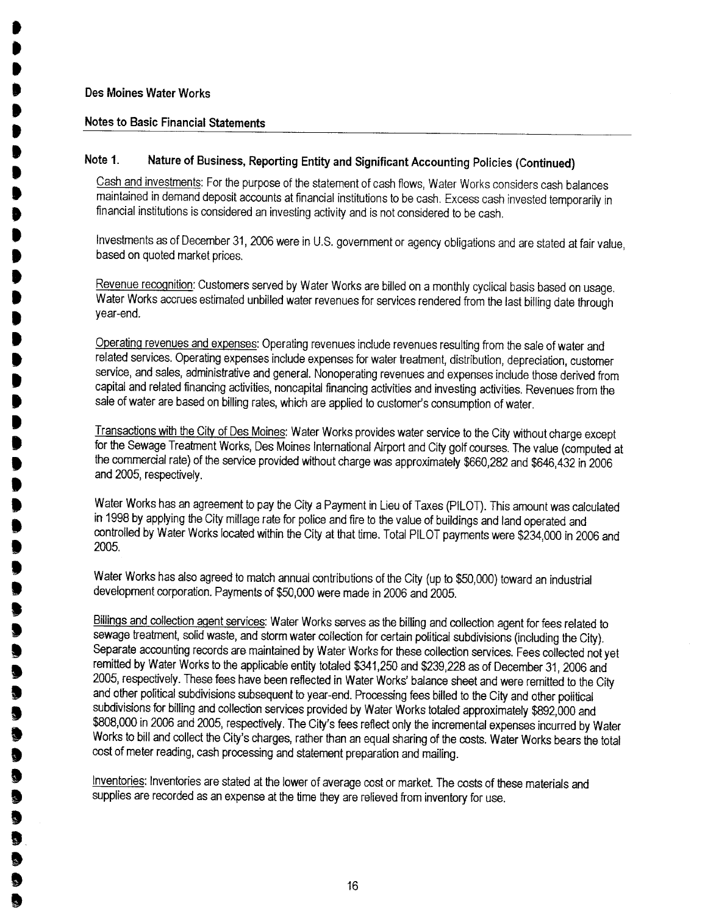Des Moines Water Works

Notes to Basic Financial Statements

## Note 1. Nature of Business, Reporting Entity and Significant Accounting Policies (Continued)

Cash and investments: For the purpose of the statement of cash flows, Water Works considers cash balances maintained in demand deposit accounts at financial institutions to be cash. Excess cash invested temporarily in financial institutions is considered an investing activity and is not considered to be cash.

Investments as of December 31, 2006 were in U.S. government or agency obligations and are stated at fair value, based on quoted market prices.

Revenue recognition: Customers served by Water Works are billed on a monthly cyclical basis based on usage. Water Works accrues estimated unbilled water revenues for services rendered from the last billing date through year-end.

Operating revenues and expenses: Operating revenues include revenues resulting from the sale of water and related services. Operating expenses include expenses for water treatment, distribution, depreciation, customer service, and sales, administrative and general. Nonoperating revenues and expenses include those derived from capital and related financing activities, noncapital financing activities and investing activities. Revenues from the sale of water are based on billing rates, which are applied to customer's consumption of water.

Transactions with the City of Des Moines: Water Works provides water service to the City without charge except for the Sewage Treatment Works, Des Moines International Airport and City golf courses. The value (computed at the commercial rate) of the service provided without charge was approximately $660,282 and $646,432 in 2006 and 2005, respectively.

Water Works has an agreement to pay the City a Payment in Lieu of Taxes (PILOT). This amount was calculated in 1998 by applying the City millage rate for police and fire to the value of buildings and land operated and controlled by Water Works located within the City at that time. Total PILOT payments were $234,000 in 2006 and 2005.

Water Works has also agreed to match annual contributions of the City (up to $50,000) toward an industrial development corporation. Payments of $50,000 were made in 2006 and 2005.

Billings and collection agent services: Water Works serves as the billing and collection agent for fees related to sewage treatment, solid waste, and storm water collection for certain political subdivisions (including the City). Separate accounting records are maintained by Water Works for these collection services. Fees collected not yet remitted by Water Works to the applicable entity totaled $341,250 and $239,228 as of December 31, 2006 and 2005, respectively. These fees have been reflected in Water Works' balance sheet and were remitted to the City and other political subdivisions subsequent to year-end. Processing fees billed to the City and other political subdivisions for billing and collection services provided by Water Works totaled approximately $892,000 and $808,000 in 2006 and 2005, respectively. The City's fees reflect only the incremental expenses incurred by Water Works to bill and collect the City's charges, rather than an equal sharing of the costs. Water Works bears the total cost of meter reading, cash processing and statement preparation and mailing.

Inventories: Inventories are stated at the lower of average cost or market. The costs of these materials and supplies are recorded as an expense at the time they are relieved from inventory for use.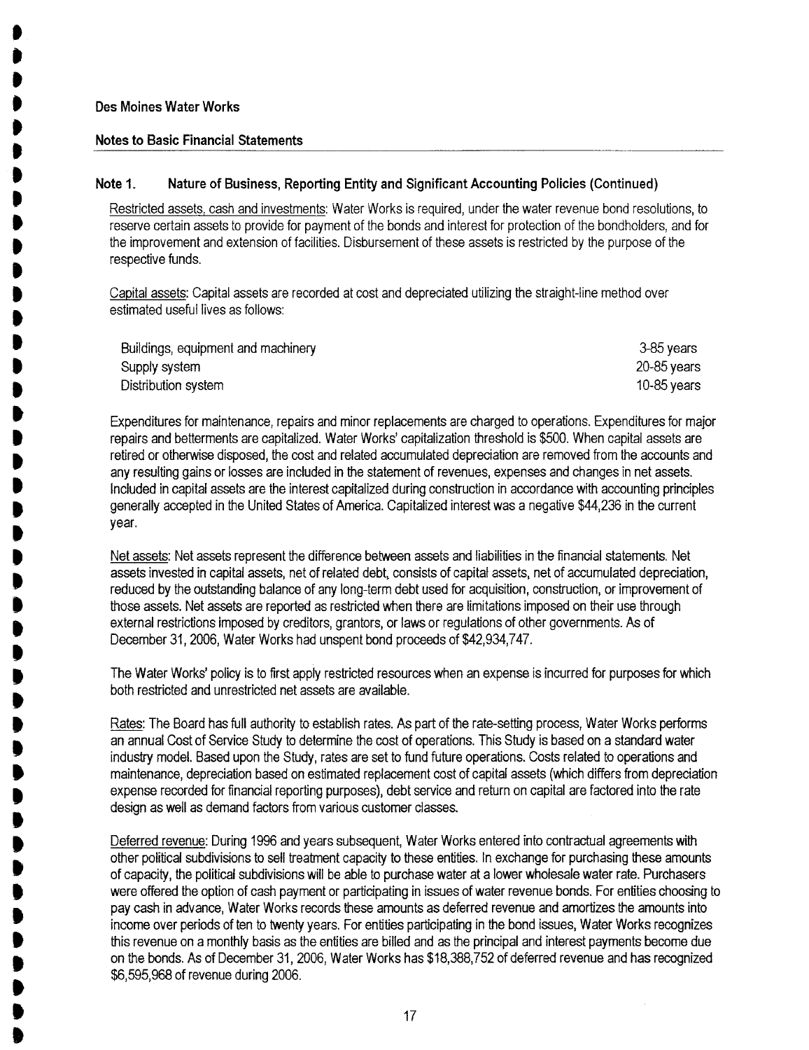Des Moines Water Works

**Notes to Basic Financial Statements**

**Note 1. Nature of Business, Reporting Entity and Significant Accounting Policies (Continued)**

Restricted assets, cash and investments: Water Works is required, under the water revenue bond resolutions, to reserve certain assets to provide for payment of the bonds and interest for protection of the bondholders, and for the improvement and extension of facilities. Disbursement of these assets is restricted by the purpose of the respective funds.

Capital assets: Capital assets are recorded at cost and depreciated utilizing the straight-line method over estimated useful lives as follows:

| | |
|---|---|
| Buildings, equipment and machinery | 3-85 years |
| Supply system | 20-85 years |
| Distribution system | 10-85 years |

Expenditures for maintenance, repairs and minor replacements are charged to operations. Expenditures for major repairs and betterments are capitalized. Water Works' capitalization threshold is $500. When capital assets are retired or otherwise disposed, the cost and related accumulated depreciation are removed from the accounts and any resulting gains or losses are included in the statement of revenues, expenses and changes in net assets. Included in capital assets are the interest capitalized during construction in accordance with accounting principles generally accepted in the United States of America. Capitalized interest was a negative $44,236 in the current year.

Net assets: Net assets represent the difference between assets and liabilities in the financial statements. Net assets invested in capital assets, net of related debt, consists of capital assets, net of accumulated depreciation, reduced by the outstanding balance of any long-term debt used for acquisition, construction, or improvement of those assets. Net assets are reported as restricted when there are limitations imposed on their use through external restrictions imposed by creditors, grantors, or laws or regulations of other governments. As of December 31, 2006, Water Works had unspent bond proceeds of $42,934,747.

The Water Works' policy is to first apply restricted resources when an expense is incurred for purposes for which both restricted and unrestricted net assets are available.

Rates: The Board has full authority to establish rates. As part of the rate-setting process, Water Works performs an annual Cost of Service Study to determine the cost of operations. This Study is based on a standard water industry model. Based upon the Study, rates are set to fund future operations. Costs related to operations and maintenance, depreciation based on estimated replacement cost of capital assets (which differs from depreciation expense recorded for financial reporting purposes), debt service and return on capital are factored into the rate design as well as demand factors from various customer classes.

Deferred revenue: During 1996 and years subsequent, Water Works entered into contractual agreements with other political subdivisions to sell treatment capacity to these entities. In exchange for purchasing these amounts of capacity, the political subdivisions will be able to purchase water at a lower wholesale water rate. Purchasers were offered the option of cash payment or participating in issues of water revenue bonds. For entities choosing to pay cash in advance, Water Works records these amounts as deferred revenue and amortizes the amounts into income over periods of ten to twenty years. For entities participating in the bond issues, Water Works recognizes this revenue on a monthly basis as the entities are billed and as the principal and interest payments become due on the bonds. As of December 31, 2006, Water Works has $18,388,752 of deferred revenue and has recognized $6,595,968 of revenue during 2006.